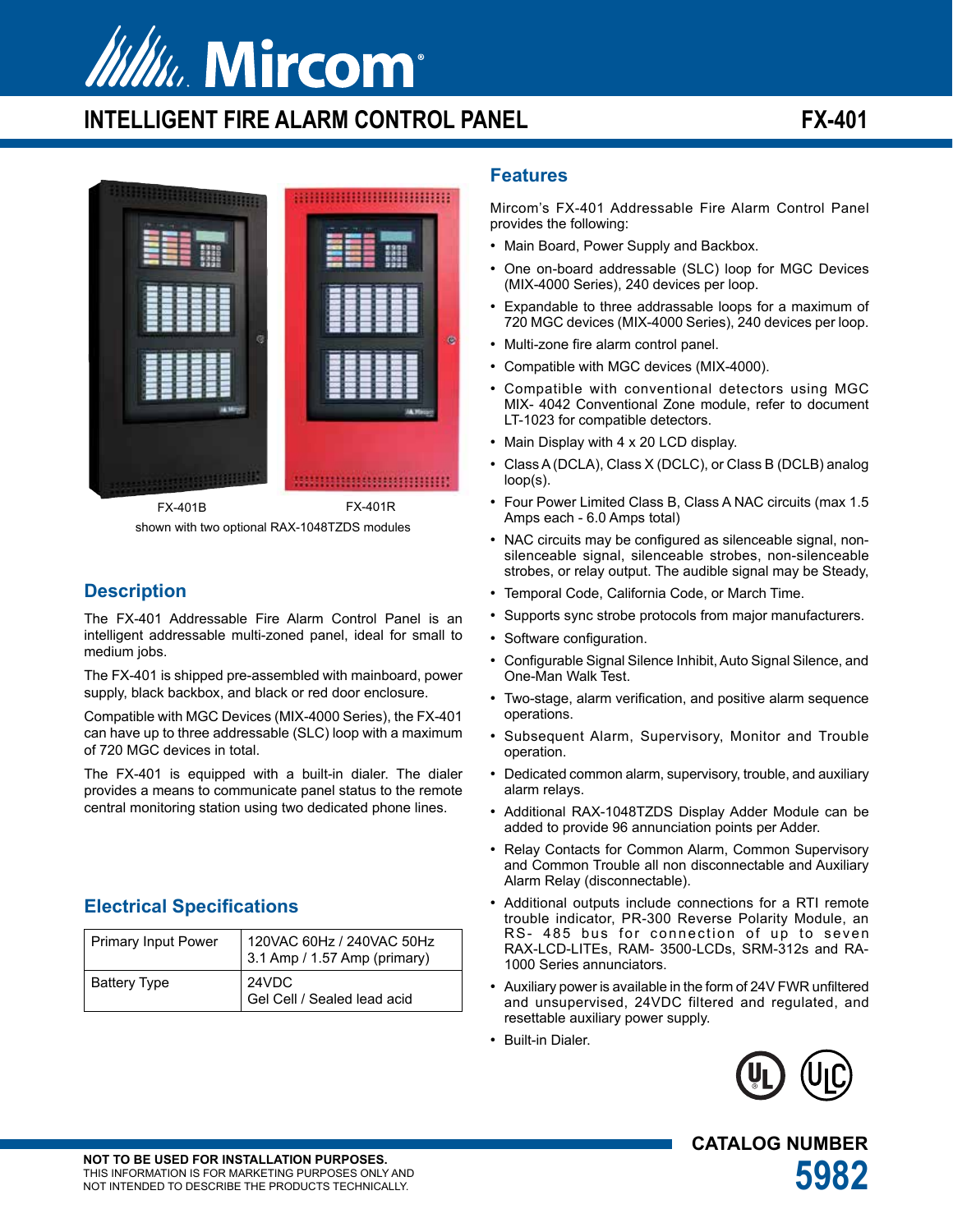# Mircom

## INTELLIGENT FIRE ALARM CONTROL PANEL

## FX-401

FX-401B FX-401R

shown with two optional RAX-1048TZDS modules

## Description

The FX-401 Addressable Fire Alarm Control Panel is an intelligent addressable multi-zoned panel, ideal for small to medium jobs.

The FX-401 is shipped pre-assembled with mainboard, power supply, black backbox, and black or red door enclosure.

Compatible with MGC Devices (MIX-4000 Series), the FX-401 can have up to three addressable (SLC) loop with a maximum of 720 MGC devices in total.

The FX-401 is equipped with a built-in dialer. The dialer provides a means to communicate panel status to the remote central monitoring station using two dedicated phone lines.

## Electrical Specifications

| | |
|---|---|
| Primary Input Power | 120VAC 60Hz / 240VAC 50Hz<br>3.1 Amp / 1.57 Amp (primary) |
| Battery Type | 24VDC<br>Gel Cell / Sealed lead acid |

## Features

Mircom's FX-401 Addressable Fire Alarm Control Panel provides the following:

- Main Board, Power Supply and Backbox.
- One on-board addressable (SLC) loop for MGC Devices (MIX-4000 Series), 240 devices per loop.
- Expandable to three addrassable loops for a maximum of 720 MGC devices (MIX-4000 Series), 240 devices per loop.
- Multi-zone fire alarm control panel.
- Compatible with MGC devices (MIX-4000).
- Compatible with conventional detectors using MGC MIX- 4042 Conventional Zone module, refer to document LT-1023 for compatible detectors.
- Main Display with 4 x 20 LCD display.
- Class A (DCLA), Class X (DCLC), or Class B (DCLB) analog loop(s).
- Four Power Limited Class B, Class A NAC circuits (max 1.5 Amps each - 6.0 Amps total)
- NAC circuits may be configured as silenceable signal, non-silenceable signal, silenceable strobes, non-silenceable strobes, or relay output. The audible signal may be Steady,
- Temporal Code, California Code, or March Time.
- Supports sync strobe protocols from major manufacturers.
- Software configuration.
- Configurable Signal Silence Inhibit, Auto Signal Silence, and One-Man Walk Test.
- Two-stage, alarm verification, and positive alarm sequence operations.
- Subsequent Alarm, Supervisory, Monitor and Trouble operation.
- Dedicated common alarm, supervisory, trouble, and auxiliary alarm relays.
- Additional RAX-1048TZDS Display Adder Module can be added to provide 96 annunciation points per Adder.
- Relay Contacts for Common Alarm, Common Supervisory and Common Trouble all non disconnectable and Auxiliary Alarm Relay (disconnectable).
- Additional outputs include connections for a RTI remote trouble indicator, PR-300 Reverse Polarity Module, an RS- 485 bus for connection of up to seven RAX-LCD-LITEs, RAM- 3500-LCDs, SRM-312s and RA-1000 Series annunciators.
- Auxiliary power is available in the form of 24V FWR unfiltered and unsupervised, 24VDC filtered and regulated, and resettable auxiliary power supply.
- Built-in Dialer.

**NOT TO BE USED FOR INSTALLATION PURPOSES.**
THIS INFORMATION IS FOR MARKETING PURPOSES ONLY AND NOT INTENDED TO DESCRIBE THE PRODUCTS TECHNICALLY.

**CATALOG NUMBER**
**5982**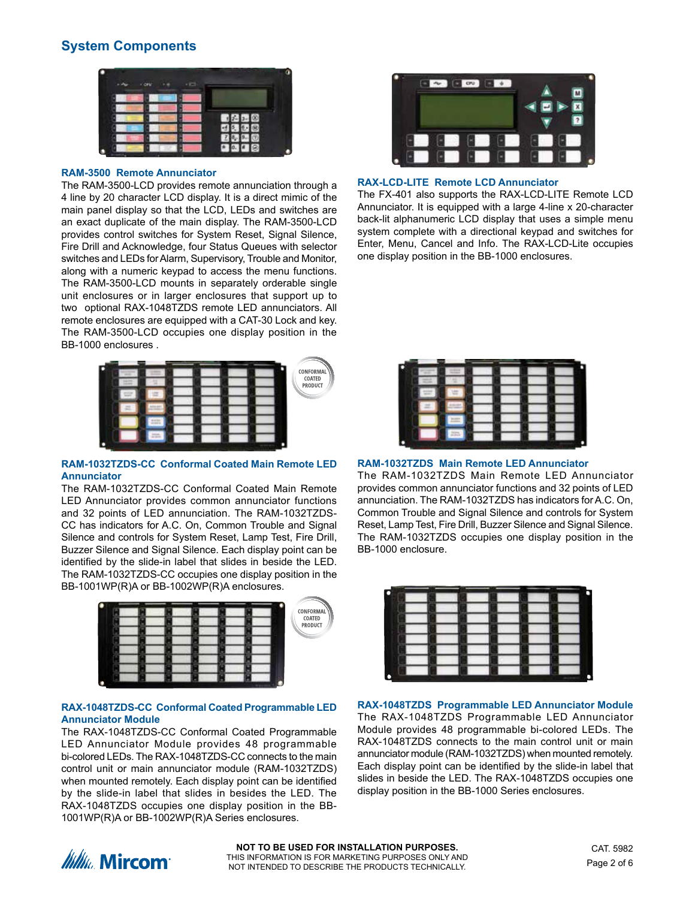## System Components

### RAM-3500 Remote Annunciator

The RAM-3500-LCD provides remote annunciation through a 4 line by 20 character LCD display. It is a direct mimic of the main panel display so that the LCD, LEDs and switches are an exact duplicate of the main display. The RAM-3500-LCD provides control switches for System Reset, Signal Silence, Fire Drill and Acknowledge, four Status Queues with selector switches and LEDs for Alarm, Supervisory, Trouble and Monitor, along with a numeric keypad to access the menu functions. The RAM-3500-LCD mounts in separately orderable single unit enclosures or in larger enclosures that support up to two optional RAX-1048TZDS remote LED annunciators. All remote enclosures are equipped with a CAT-30 Lock and key. The RAM-3500-LCD occupies one display position in the BB-1000 enclosures .

### RAX-LCD-LITE Remote LCD Annunciator

The FX-401 also supports the RAX-LCD-LITE Remote LCD Annunciator. It is equipped with a large 4-line x 20-character back-lit alphanumeric LCD display that uses a simple menu system complete with a directional keypad and switches for Enter, Menu, Cancel and Info. The RAX-LCD-Lite occupies one display position in the BB-1000 enclosures.

### RAM-1032TZDS-CC Conformal Coated Main Remote LED Annunciator

The RAM-1032TZDS-CC Conformal Coated Main Remote LED Annunciator provides common annunciator functions and 32 points of LED annunciation. The RAM-1032TZDS-CC has indicators for A.C. On, Common Trouble and Signal Silence and controls for System Reset, Lamp Test, Fire Drill, Buzzer Silence and Signal Silence. Each display point can be identified by the slide-in label that slides in beside the LED. The RAM-1032TZDS-CC occupies one display position in the BB-1001WP(R)A or BB-1002WP(R)A enclosures.

### RAM-1032TZDS Main Remote LED Annunciator

The RAM-1032TZDS Main Remote LED Annunciator provides common annunciator functions and 32 points of LED annunciation. The RAM-1032TZDS has indicators for A.C. On, Common Trouble and Signal Silence and controls for System Reset, Lamp Test, Fire Drill, Buzzer Silence and Signal Silence. The RAM-1032TZDS occupies one display position in the BB-1000 enclosure.

### RAX-1048TZDS-CC Conformal Coated Programmable LED Annunciator Module

The RAX-1048TZDS-CC Conformal Coated Programmable LED Annunciator Module provides 48 programmable bi-colored LEDs. The RAX-1048TZDS-CC connects to the main control unit or main annunciator module (RAM-1032TZDS) when mounted remotely. Each display point can be identified by the slide-in label that slides in besides the LED. The RAX-1048TZDS occupies one display position in the BB-1001WP(R)A or BB-1002WP(R)A Series enclosures.

### RAX-1048TZDS Programmable LED Annunciator Module

The RAX-1048TZDS Programmable LED Annunciator Module provides 48 programmable bi-colored LEDs. The RAX-1048TZDS connects to the main control unit or main annunciator module (RAM-1032TZDS) when mounted remotely. Each display point can be identified by the slide-in label that slides in beside the LED. The RAX-1048TZDS occupies one display position in the BB-1000 Series enclosures.

**NOT TO BE USED FOR INSTALLATION PURPOSES.**
THIS INFORMATION IS FOR MARKETING PURPOSES ONLY AND NOT INTENDED TO DESCRIBE THE PRODUCTS TECHNICALLY.

CAT. 5982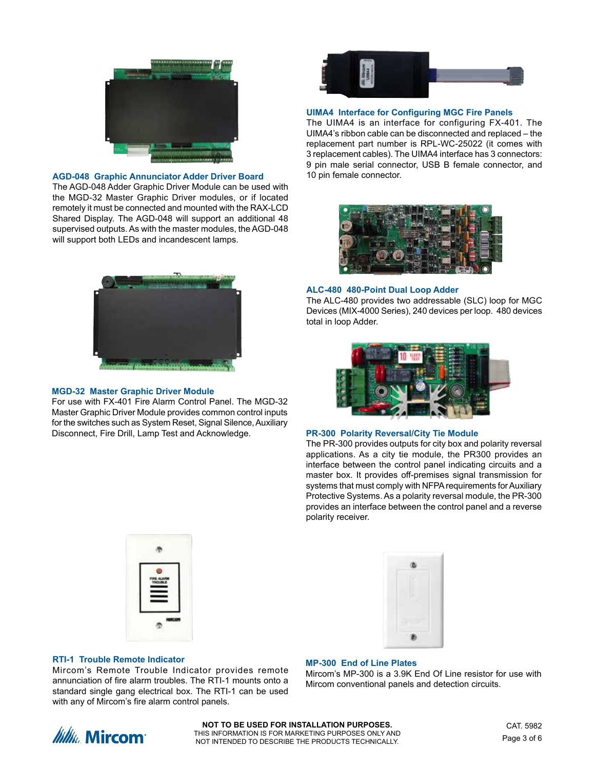### AGD-048 Graphic Annunciator Adder Driver Board

The AGD-048 Adder Graphic Driver Module can be used with the MGD-32 Master Graphic Driver modules, or if located remotely it must be connected and mounted with the RAX-LCD Shared Display. The AGD-048 will support an additional 48 supervised outputs. As with the master modules, the AGD-048 will support both LEDs and incandescent lamps.

### MGD-32 Master Graphic Driver Module

For use with FX-401 Fire Alarm Control Panel. The MGD-32 Master Graphic Driver Module provides common control inputs for the switches such as System Reset, Signal Silence, Auxiliary Disconnect, Fire Drill, Lamp Test and Acknowledge.

### RTI-1 Trouble Remote Indicator

Mircom's Remote Trouble Indicator provides remote annunciation of fire alarm troubles. The RTI-1 mounts onto a standard single gang electrical box. The RTI-1 can be used with any of Mircom's fire alarm control panels.

### UIMA4 Interface for Configuring MGC Fire Panels

The UIMA4 is an interface for configuring FX-401. The UIMA4's ribbon cable can be disconnected and replaced – the replacement part number is RPL-WC-25022 (it comes with 3 replacement cables). The UIMA4 interface has 3 connectors: 9 pin male serial connector, USB B female connector, and 10 pin female connector.

### ALC-480 480-Point Dual Loop Adder

The ALC-480 provides two addressable (SLC) loop for MGC Devices (MIX-4000 Series), 240 devices per loop. 480 devices total in loop Adder.

### PR-300 Polarity Reversal/City Tie Module

The PR-300 provides outputs for city box and polarity reversal applications. As a city tie module, the PR300 provides an interface between the control panel indicating circuits and a master box. It provides off-premises signal transmission for systems that must comply with NFPA requirements for Auxiliary Protective Systems. As a polarity reversal module, the PR-300 provides an interface between the control panel and a reverse polarity receiver.

### MP-300 End of Line Plates

Mircom's MP-300 is a 3.9K End Of Line resistor for use with Mircom conventional panels and detection circuits.

**NOT TO BE USED FOR INSTALLATION PURPOSES.**
THIS INFORMATION IS FOR MARKETING PURPOSES ONLY AND NOT INTENDED TO DESCRIBE THE PRODUCTS TECHNICALLY.

CAT. 5982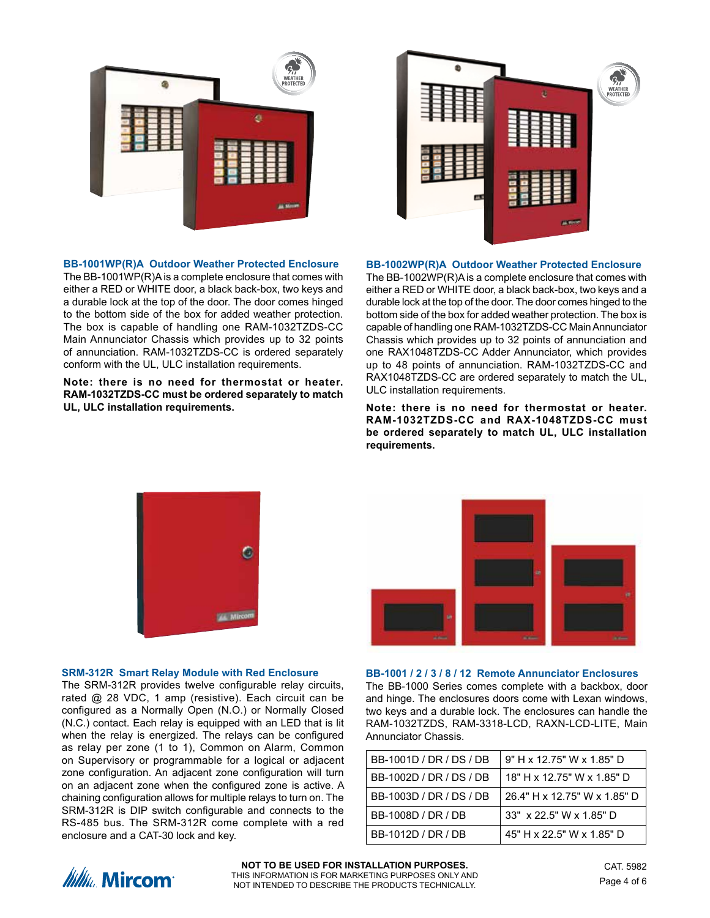### BB-1001WP(R)A Outdoor Weather Protected Enclosure

The BB-1001WP(R)A is a complete enclosure that comes with either a RED or WHITE door, a black back-box, two keys and a durable lock at the top of the door. The door comes hinged to the bottom side of the box for added weather protection. The box is capable of handling one RAM-1032TZDS-CC Main Annunciator Chassis which provides up to 32 points of annunciation. RAM-1032TZDS-CC is ordered separately conform with the UL, ULC installation requirements.

**Note: there is no need for thermostat or heater. RAM-1032TZDS-CC must be ordered separately to match UL, ULC installation requirements.**

### BB-1002WP(R)A Outdoor Weather Protected Enclosure

The BB-1002WP(R)A is a complete enclosure that comes with either a RED or WHITE door, a black back-box, two keys and a durable lock at the top of the door. The door comes hinged to the bottom side of the box for added weather protection. The box is capable of handling one RAM-1032TZDS-CC Main Annunciator Chassis which provides up to 32 points of annunciation and one RAX1048TZDS-CC Adder Annunciator, which provides up to 48 points of annunciation. RAM-1032TZDS-CC and RAX1048TZDS-CC are ordered separately to match the UL, ULC installation requirements.

**Note: there is no need for thermostat or heater. RAM-1032TZDS-CC and RAX-1048TZDS-CC must be ordered separately to match UL, ULC installation requirements.**

### SRM-312R Smart Relay Module with Red Enclosure

The SRM-312R provides twelve configurable relay circuits, rated @ 28 VDC, 1 amp (resistive). Each circuit can be configured as a Normally Open (N.O.) or Normally Closed (N.C.) contact. Each relay is equipped with an LED that is lit when the relay is energized. The relays can be configured as relay per zone (1 to 1), Common on Alarm, Common on Supervisory or programmable for a logical or adjacent zone configuration. An adjacent zone configuration will turn on an adjacent zone when the configured zone is active. A chaining configuration allows for multiple relays to turn on. The SRM-312R is DIP switch configurable and connects to the RS-485 bus. The SRM-312R come complete with a red enclosure and a CAT-30 lock and key.

### BB-1001 / 2 / 3 / 8 / 12 Remote Annunciator Enclosures

The BB-1000 Series comes complete with a backbox, door and hinge. The enclosures doors come with Lexan windows, two keys and a durable lock. The enclosures can handle the RAM-1032TZDS, RAM-3318-LCD, RAXN-LCD-LITE, Main Annunciator Chassis.

| Model | Dimensions |
|---|---|
| BB-1001D / DR / DS / DB | 9" H x 12.75" W x 1.85" D |
| BB-1002D / DR / DS / DB | 18" H x 12.75" W x 1.85" D |
| BB-1003D / DR / DS / DB | 26.4" H x 12.75" W x 1.85" D |
| BB-1008D / DR / DB | 33" x 22.5" W x 1.85" D |
| BB-1012D / DR / DB | 45" H x 22.5" W x 1.85" D |

**NOT TO BE USED FOR INSTALLATION PURPOSES.**
THIS INFORMATION IS FOR MARKETING PURPOSES ONLY AND NOT INTENDED TO DESCRIBE THE PRODUCTS TECHNICALLY.

CAT. 5982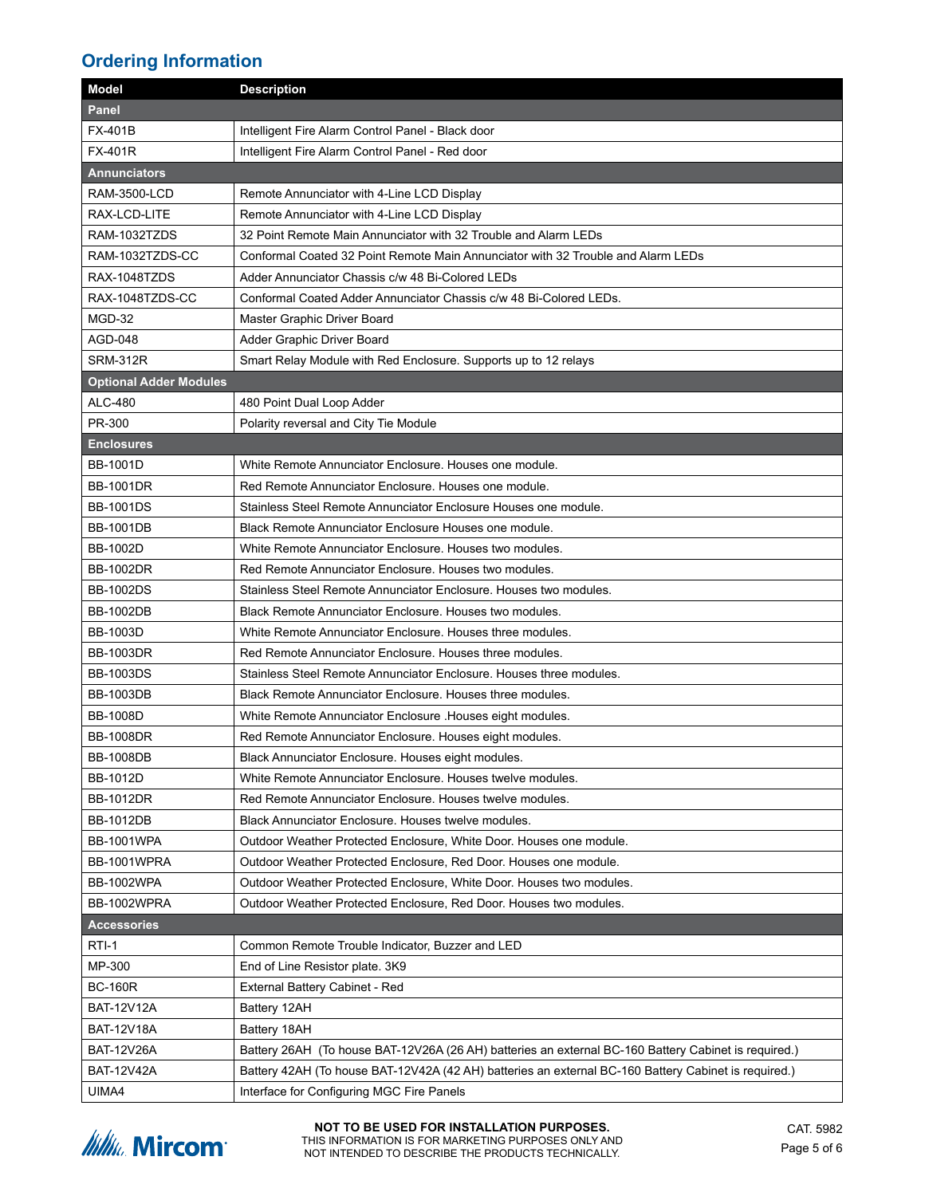## Ordering Information

| Model | Description |
|---|---|
| **Panel** | |
| FX-401B | Intelligent Fire Alarm Control Panel - Black door |
| FX-401R | Intelligent Fire Alarm Control Panel - Red door |
| **Annunciators** | |
| RAM-3500-LCD | Remote Annunciator with 4-Line LCD Display |
| RAX-LCD-LITE | Remote Annunciator with 4-Line LCD Display |
| RAM-1032TZDS | 32 Point Remote Main Annunciator with 32 Trouble and Alarm LEDs |
| RAM-1032TZDS-CC | Conformal Coated 32 Point Remote Main Annunciator with 32 Trouble and Alarm LEDs |
| RAX-1048TZDS | Adder Annunciator Chassis c/w 48 Bi-Colored LEDs |
| RAX-1048TZDS-CC | Conformal Coated Adder Annunciator Chassis c/w 48 Bi-Colored LEDs. |
| MGD-32 | Master Graphic Driver Board |
| AGD-048 | Adder Graphic Driver Board |
| SRM-312R | Smart Relay Module with Red Enclosure. Supports up to 12 relays |
| **Optional Adder Modules** | |
| ALC-480 | 480 Point Dual Loop Adder |
| PR-300 | Polarity reversal and City Tie Module |
| **Enclosures** | |
| BB-1001D | White Remote Annunciator Enclosure. Houses one module. |
| BB-1001DR | Red Remote Annunciator Enclosure. Houses one module. |
| BB-1001DS | Stainless Steel Remote Annunciator Enclosure Houses one module. |
| BB-1001DB | Black Remote Annunciator Enclosure Houses one module. |
| BB-1002D | White Remote Annunciator Enclosure. Houses two modules. |
| BB-1002DR | Red Remote Annunciator Enclosure. Houses two modules. |
| BB-1002DS | Stainless Steel Remote Annunciator Enclosure. Houses two modules. |
| BB-1002DB | Black Remote Annunciator Enclosure. Houses two modules. |
| BB-1003D | White Remote Annunciator Enclosure. Houses three modules. |
| BB-1003DR | Red Remote Annunciator Enclosure. Houses three modules. |
| BB-1003DS | Stainless Steel Remote Annunciator Enclosure. Houses three modules. |
| BB-1003DB | Black Remote Annunciator Enclosure. Houses three modules. |
| BB-1008D | White Remote Annunciator Enclosure .Houses eight modules. |
| BB-1008DR | Red Remote Annunciator Enclosure. Houses eight modules. |
| BB-1008DB | Black Annunciator Enclosure. Houses eight modules. |
| BB-1012D | White Remote Annunciator Enclosure. Houses twelve modules. |
| BB-1012DR | Red Remote Annunciator Enclosure. Houses twelve modules. |
| BB-1012DB | Black Annunciator Enclosure. Houses twelve modules. |
| BB-1001WPA | Outdoor Weather Protected Enclosure, White Door. Houses one module. |
| BB-1001WPRA | Outdoor Weather Protected Enclosure, Red Door. Houses one module. |
| BB-1002WPA | Outdoor Weather Protected Enclosure, White Door. Houses two modules. |
| BB-1002WPRA | Outdoor Weather Protected Enclosure, Red Door. Houses two modules. |
| **Accessories** | |
| RTI-1 | Common Remote Trouble Indicator, Buzzer and LED |
| MP-300 | End of Line Resistor plate. 3K9 |
| BC-160R | External Battery Cabinet - Red |
| BAT-12V12A | Battery 12AH |
| BAT-12V18A | Battery 18AH |
| BAT-12V26A | Battery 26AH (To house BAT-12V26A (26 AH) batteries an external BC-160 Battery Cabinet is required.) |
| BAT-12V42A | Battery 42AH (To house BAT-12V42A (42 AH) batteries an external BC-160 Battery Cabinet is required.) |
| UIMA4 | Interface for Configuring MGC Fire Panels |

**NOT TO BE USED FOR INSTALLATION PURPOSES.**
THIS INFORMATION IS FOR MARKETING PURPOSES ONLY AND NOT INTENDED TO DESCRIBE THE PRODUCTS TECHNICALLY.

CAT. 5982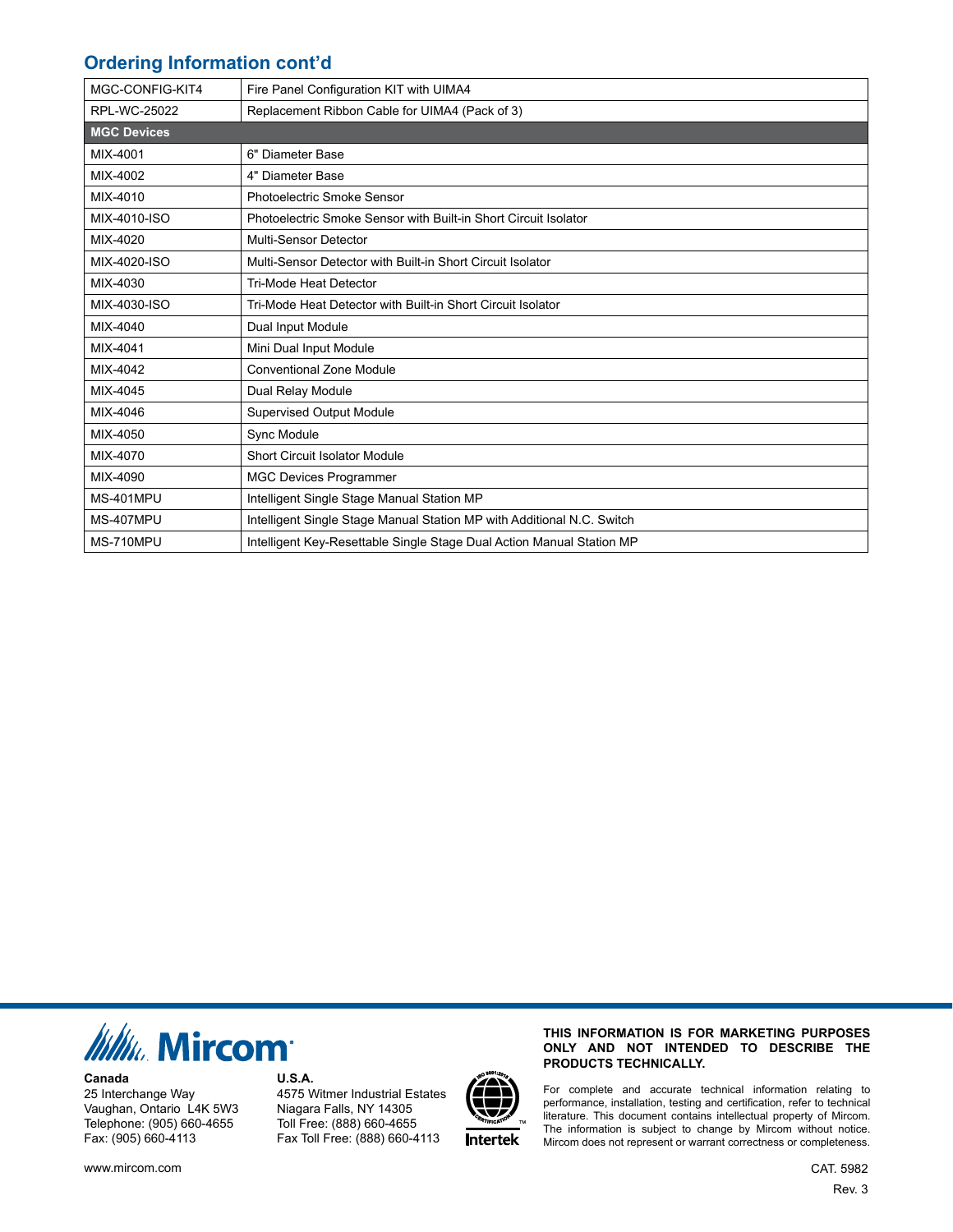## Ordering Information cont'd

| | |
|---|---|
| MGC-CONFIG-KIT4 | Fire Panel Configuration KIT with UIMA4 |
| RPL-WC-25022 | Replacement Ribbon Cable for UIMA4 (Pack of 3) |
| **MGC Devices** | |
| MIX-4001 | 6" Diameter Base |
| MIX-4002 | 4" Diameter Base |
| MIX-4010 | Photoelectric Smoke Sensor |
| MIX-4010-ISO | Photoelectric Smoke Sensor with Built-in Short Circuit Isolator |
| MIX-4020 | Multi-Sensor Detector |
| MIX-4020-ISO | Multi-Sensor Detector with Built-in Short Circuit Isolator |
| MIX-4030 | Tri-Mode Heat Detector |
| MIX-4030-ISO | Tri-Mode Heat Detector with Built-in Short Circuit Isolator |
| MIX-4040 | Dual Input Module |
| MIX-4041 | Mini Dual Input Module |
| MIX-4042 | Conventional Zone Module |
| MIX-4045 | Dual Relay Module |
| MIX-4046 | Supervised Output Module |
| MIX-4050 | Sync Module |
| MIX-4070 | Short Circuit Isolator Module |
| MIX-4090 | MGC Devices Programmer |
| MS-401MPU | Intelligent Single Stage Manual Station MP |
| MS-407MPU | Intelligent Single Stage Manual Station MP with Additional N.C. Switch |
| MS-710MPU | Intelligent Key-Resettable Single Stage Dual Action Manual Station MP |

Mircom

**Canada**
25 Interchange Way
Vaughan, Ontario L4K 5W3
Telephone: (905) 660-4655
Fax: (905) 660-4113

**U.S.A.**
4575 Witmer Industrial Estates
Niagara Falls, NY 14305
Toll Free: (888) 660-4655
Fax Toll Free: (888) 660-4113

Intertek

**THIS INFORMATION IS FOR MARKETING PURPOSES ONLY AND NOT INTENDED TO DESCRIBE THE PRODUCTS TECHNICALLY.**

For complete and accurate technical information relating to performance, installation, testing and certification, refer to technical literature. This document contains intellectual property of Mircom. The information is subject to change by Mircom without notice. Mircom does not represent or warrant correctness or completeness.

www.mircom.com

CAT. 5982
Rev. 3